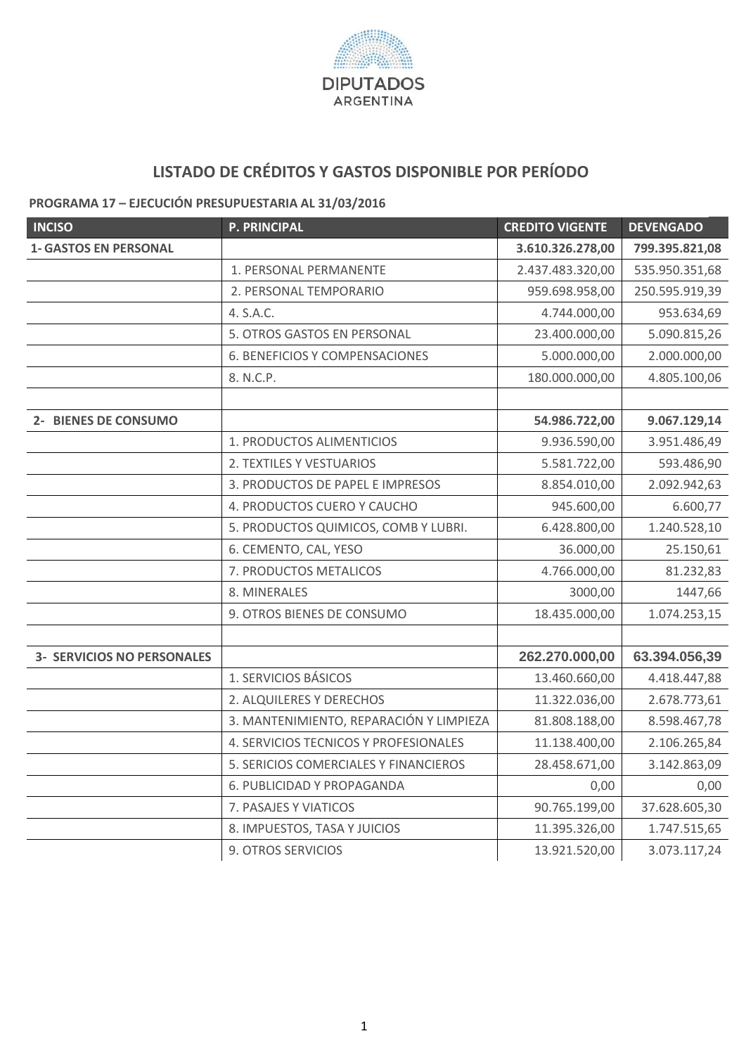DIPUTADOS
ARGENTINA

## LISTADO DE CRÉDITOS Y GASTOS DISPONIBLE POR PERÍODO

**PROGRAMA 17 – EJECUCIÓN PRESUPUESTARIA AL 31/03/2016**

| INCISO | P. PRINCIPAL | CREDITO VIGENTE | DEVENGADO |
|---|---|---|---|
| **1- GASTOS EN PERSONAL** | | **3.610.326.278,00** | **799.395.821,08** |
| | 1. PERSONAL PERMANENTE | 2.437.483.320,00 | 535.950.351,68 |
| | 2. PERSONAL TEMPORARIO | 959.698.958,00 | 250.595.919,39 |
| | 4. S.A.C. | 4.744.000,00 | 953.634,69 |
| | 5. OTROS GASTOS EN PERSONAL | 23.400.000,00 | 5.090.815,26 |
| | 6. BENEFICIOS Y COMPENSACIONES | 5.000.000,00 | 2.000.000,00 |
| | 8. N.C.P. | 180.000.000,00 | 4.805.100,06 |
| | | | |
| **2- BIENES DE CONSUMO** | | **54.986.722,00** | **9.067.129,14** |
| | 1. PRODUCTOS ALIMENTICIOS | 9.936.590,00 | 3.951.486,49 |
| | 2. TEXTILES Y VESTUARIOS | 5.581.722,00 | 593.486,90 |
| | 3. PRODUCTOS DE PAPEL E IMPRESOS | 8.854.010,00 | 2.092.942,63 |
| | 4. PRODUCTOS CUERO Y CAUCHO | 945.600,00 | 6.600,77 |
| | 5. PRODUCTOS QUIMICOS, COMB Y LUBRI. | 6.428.800,00 | 1.240.528,10 |
| | 6. CEMENTO, CAL, YESO | 36.000,00 | 25.150,61 |
| | 7. PRODUCTOS METALICOS | 4.766.000,00 | 81.232,83 |
| | 8. MINERALES | 3000,00 | 1447,66 |
| | 9. OTROS BIENES DE CONSUMO | 18.435.000,00 | 1.074.253,15 |
| | | | |
| **3- SERVICIOS NO PERSONALES** | | **262.270.000,00** | **63.394.056,39** |
| | 1. SERVICIOS BÁSICOS | 13.460.660,00 | 4.418.447,88 |
| | 2. ALQUILERES Y DERECHOS | 11.322.036,00 | 2.678.773,61 |
| | 3. MANTENIMIENTO, REPARACIÓN Y LIMPIEZA | 81.808.188,00 | 8.598.467,78 |
| | 4. SERVICIOS TECNICOS Y PROFESIONALES | 11.138.400,00 | 2.106.265,84 |
| | 5. SERICIOS COMERCIALES Y FINANCIEROS | 28.458.671,00 | 3.142.863,09 |
| | 6. PUBLICIDAD Y PROPAGANDA | 0,00 | 0,00 |
| | 7. PASAJES Y VIATICOS | 90.765.199,00 | 37.628.605,30 |
| | 8. IMPUESTOS, TASA Y JUICIOS | 11.395.326,00 | 1.747.515,65 |
| | 9. OTROS SERVICIOS | 13.921.520,00 | 3.073.117,24 |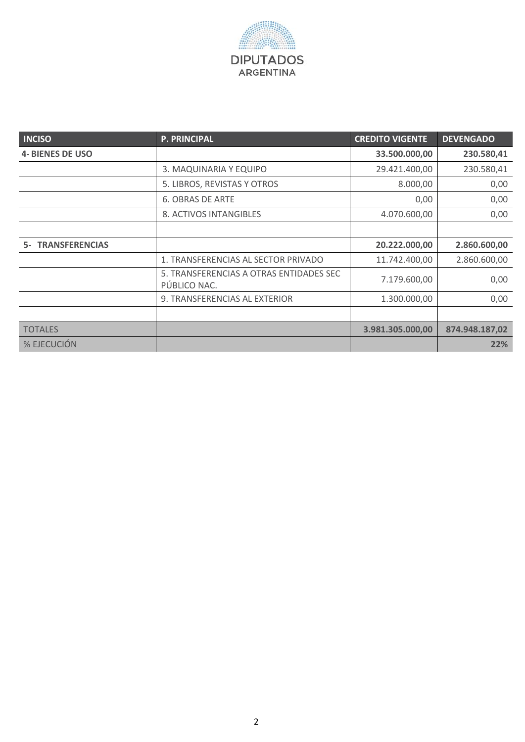| INCISO | P. PRINCIPAL | CREDITO VIGENTE | DEVENGADO |
|---|---|---|---|
| **4- BIENES DE USO** | | **33.500.000,00** | **230.580,41** |
| | 3. MAQUINARIA Y EQUIPO | 29.421.400,00 | 230.580,41 |
| | 5. LIBROS, REVISTAS Y OTROS | 8.000,00 | 0,00 |
| | 6. OBRAS DE ARTE | 0,00 | 0,00 |
| | 8. ACTIVOS INTANGIBLES | 4.070.600,00 | 0,00 |
| | | | |
| **5- TRANSFERENCIAS** | | **20.222.000,00** | **2.860.600,00** |
| | 1. TRANSFERENCIAS AL SECTOR PRIVADO | 11.742.400,00 | 2.860.600,00 |
| | 5. TRANSFERENCIAS A OTRAS ENTIDADES SEC PÚBLICO NAC. | 7.179.600,00 | 0,00 |
| | 9. TRANSFERENCIAS AL EXTERIOR | 1.300.000,00 | 0,00 |
| | | | |
| TOTALES | | **3.981.305.000,00** | **874.948.187,02** |
| % EJECUCIÓN | | | **22%** |